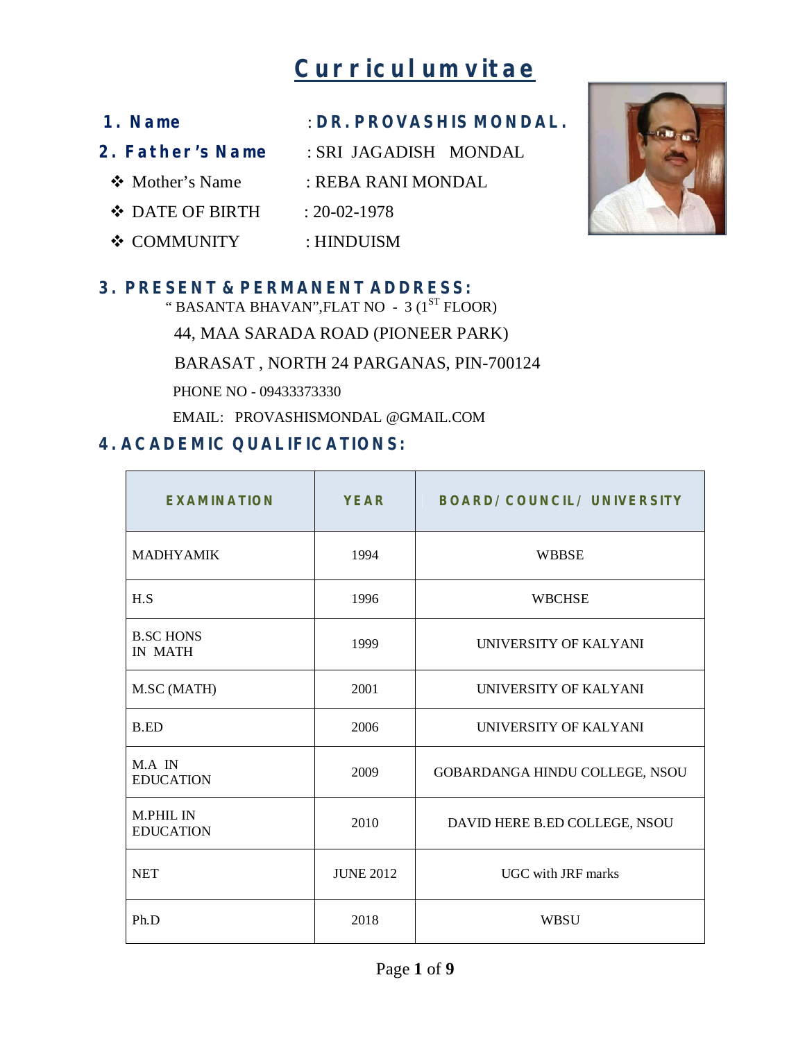# Curriculum vitae

1. **Name** : **DR. PROVASHIS MONDAL.**
2. **Father's Name** : SRI JAGADISH MONDAL
   - Mother's Name : REBA RANI MONDAL
   - DATE OF BIRTH : 20-02-1978
   - COMMUNITY : HINDUISM

## 3. PRESENT & PERMANENT ADDRESS:

" BASANTA BHAVAN",FLAT NO - 3 (1ST FLOOR)

44, MAA SARADA ROAD (PIONEER PARK)

BARASAT , NORTH 24 PARGANAS, PIN-700124

PHONE NO - 09433373330

EMAIL: PROVASHISMONDAL @GMAIL.COM

## 4. ACADEMIC QUALIFICATIONS:

| EXAMINATION | YEAR | BOARD/ COUNCIL/ UNIVERSITY |
|---|---|---|
| MADHYAMIK | 1994 | WBBSE |
| H.S | 1996 | WBCHSE |
| B.SC HONS IN MATH | 1999 | UNIVERSITY OF KALYANI |
| M.SC (MATH) | 2001 | UNIVERSITY OF KALYANI |
| B.ED | 2006 | UNIVERSITY OF KALYANI |
| M.A IN EDUCATION | 2009 | GOBARDANGA HINDU COLLEGE, NSOU |
| M.PHIL IN EDUCATION | 2010 | DAVID HERE B.ED COLLEGE, NSOU |
| NET | JUNE 2012 | UGC with JRF marks |
| Ph.D | 2018 | WBSU |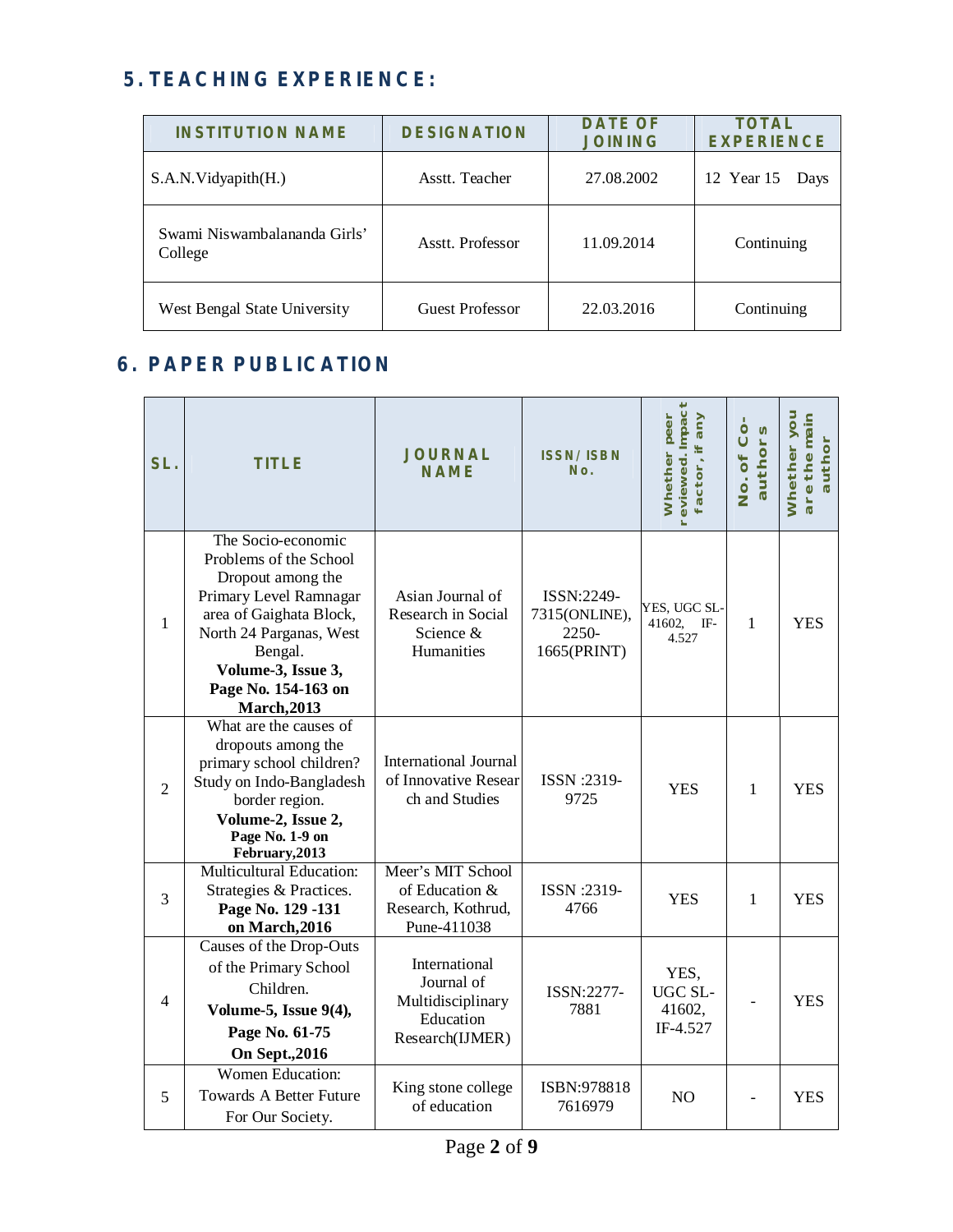## 5. TEACHING EXPERIENCE:

| INSTITUTION NAME | DESIGNATION | DATE OF JOINING | TOTAL EXPERIENCE |
|---|---|---|---|
| S.A.N.Vidyapith(H.) | Asstt. Teacher | 27.08.2002 | 12 Year 15 Days |
| Swami Niswambalananda Girls' College | Asstt. Professor | 11.09.2014 | Continuing |
| West Bengal State University | Guest Professor | 22.03.2016 | Continuing |

## 6. PAPER PUBLICATION

| SL. | TITLE | JOURNAL NAME | ISSN/ ISBN No. | Whether peer reviewed. Impact factor, if any | No. of Co-authors | Whether you are the main author |
|---|---|---|---|---|---|---|
| 1 | The Socio-economic Problems of the School Dropout among the Primary Level Ramnagar area of Gaighata Block, North 24 Parganas, West Bengal. **Volume-3, Issue 3, Page No. 154-163 on March,2013** | Asian Journal of Research in Social Science & Humanities | ISSN:2249-7315(ONLINE), 2250-1665(PRINT) | YES, UGC SL-41602, IF-4.527 | 1 | YES |
| 2 | What are the causes of dropouts among the primary school children? Study on Indo-Bangladesh border region. **Volume-2, Issue 2, Page No. 1-9 on February,2013** | International Journal of Innovative Research and Studies | ISSN :2319-9725 | YES | 1 | YES |
| 3 | Multicultural Education: Strategies & Practices. **Page No. 129 -131 on March,2016** | Meer's MIT School of Education & Research, Kothrud, Pune-411038 | ISSN :2319-4766 | YES | 1 | YES |
| 4 | Causes of the Drop-Outs of the Primary School Children. **Volume-5, Issue 9(4), Page No. 61-75 On Sept.,2016** | International Journal of Multidisciplinary Education Research(IJMER) | ISSN:2277-7881 | YES, UGC SL-41602, IF-4.527 | - | YES |
| 5 | Women Education: Towards A Better Future For Our Society. | King stone college of education | ISBN:9788187616979 | NO | - | YES |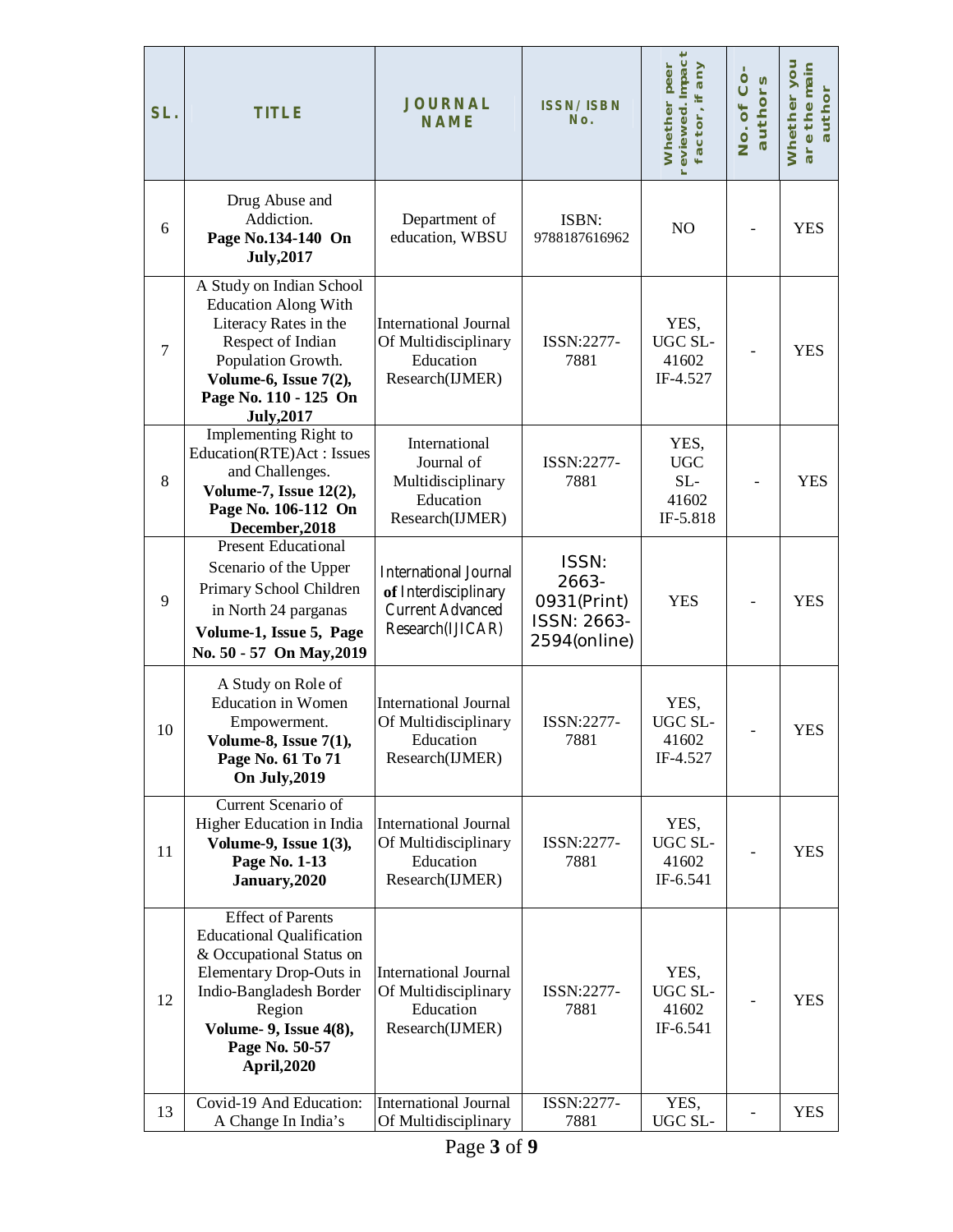| SL. | TITLE | JOURNAL NAME | ISSN/ ISBN No. | Whether peer reviewed. Impact factor, if any | No. of Co-authors | Whether you are the main author |
|---|---|---|---|---|---|---|
| 6 | Drug Abuse and Addiction. **Page No.134-140 On July,2017** | Department of education, WBSU | ISBN: 9788187616962 | NO | - | YES |
| 7 | A Study on Indian School Education Along With Literacy Rates in the Respect of Indian Population Growth. **Volume-6, Issue 7(2), Page No. 110 - 125 On July,2017** | International Journal Of Multidisciplinary Education Research(IJMER) | ISSN:2277-7881 | YES, UGC SL-41602 IF-4.527 | - | YES |
| 8 | Implementing Right to Education(RTE)Act : Issues and Challenges. **Volume-7, Issue 12(2), Page No. 106-112 On December,2018** | International Journal of Multidisciplinary Education Research(IJMER) | ISSN:2277-7881 | YES, UGC SL-41602 IF-5.818 | - | YES |
| 9 | Present Educational Scenario of the Upper Primary School Children in North 24 parganas **Volume-1, Issue 5, Page No. 50 - 57 On May,2019** | International Journal of Interdisciplinary Current Advanced Research(IJICAR) | ISSN: 2663-0931(Print) ISSN: 2663-2594(online) | YES | - | YES |
| 10 | A Study on Role of Education in Women Empowerment. **Volume-8, Issue 7(1), Page No. 61 To 71 On July,2019** | International Journal Of Multidisciplinary Education Research(IJMER) | ISSN:2277-7881 | YES, UGC SL-41602 IF-4.527 | - | YES |
| 11 | Current Scenario of Higher Education in India **Volume-9, Issue 1(3), Page No. 1-13 January,2020** | International Journal Of Multidisciplinary Education Research(IJMER) | ISSN:2277-7881 | YES, UGC SL-41602 IF-6.541 | - | YES |
| 12 | Effect of Parents Educational Qualification & Occupational Status on Elementary Drop-Outs in Indio-Bangladesh Border Region **Volume- 9, Issue 4(8), Page No. 50-57 April,2020** | International Journal Of Multidisciplinary Education Research(IJMER) | ISSN:2277-7881 | YES, UGC SL-41602 IF-6.541 | - | YES |
| 13 | Covid-19 And Education: A Change In India's | International Journal Of Multidisciplinary | ISSN:2277-7881 | YES, UGC SL- | - | YES |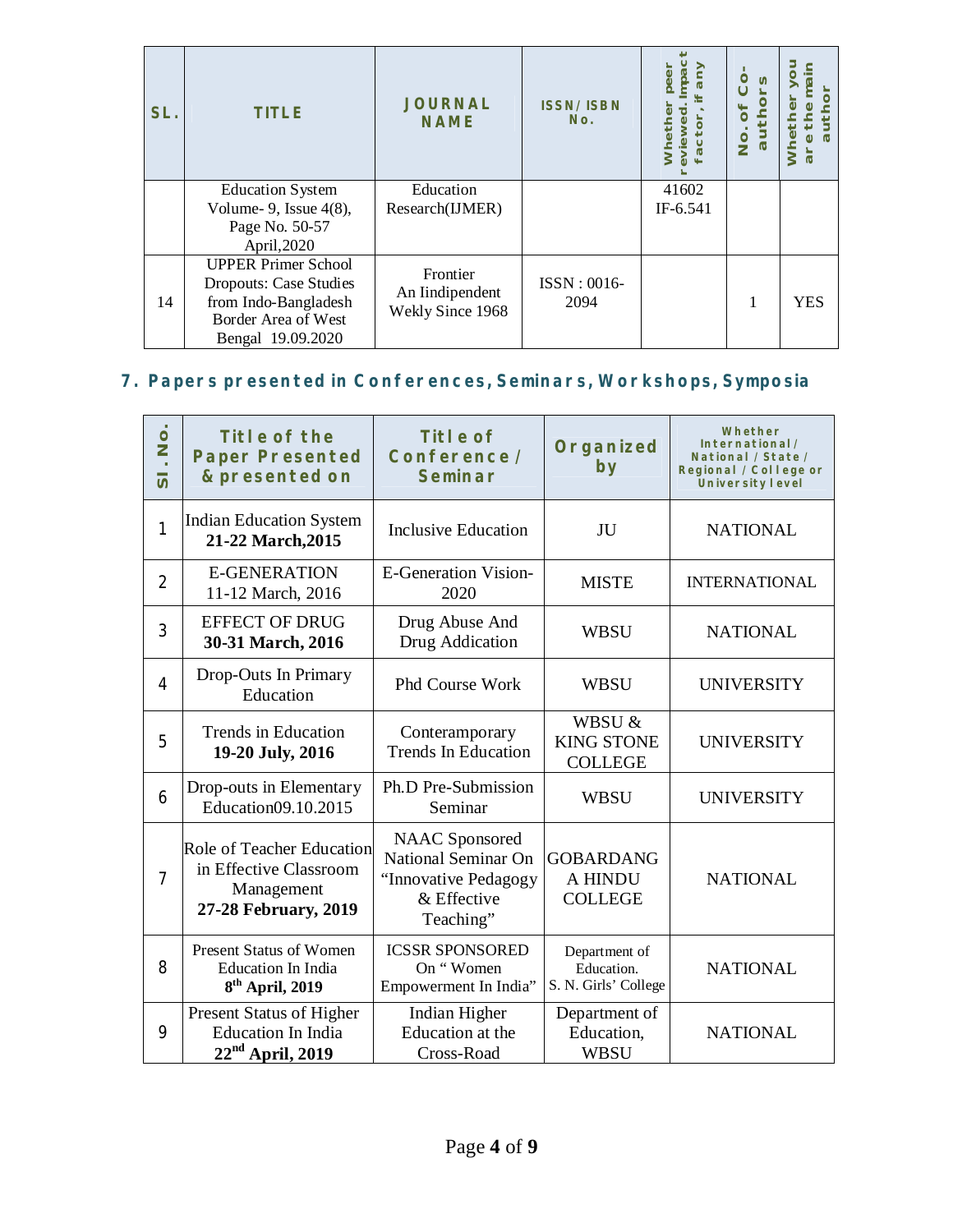| SL. | TITLE | JOURNAL NAME | ISSN/ ISBN No. | Whether peer reviewed. Impact factor, if any | No. of Co-authors | Whether you are the main author |
|---|---|---|---|---|---|---|
| | Education System Volume- 9, Issue 4(8), Page No. 50-57 April,2020 | Education Research(IJMER) | | 41602 IF-6.541 | | |
| 14 | UPPER Primer School Dropouts: Case Studies from Indo-Bangladesh Border Area of West Bengal 19.09.2020 | Frontier An Iindipendent Wekly Since 1968 | ISSN : 0016-2094 | | 1 | YES |

## 7. Papers presented in Conferences, Seminars, Workshops, Symposia

| Sl. No. | Title of the Paper Presented & presented on | Title of Conference / Seminar | Organized by | Whether International / National / State / Regional / College or University level |
|---|---|---|---|---|
| 1 | Indian Education System **21-22 March,2015** | Inclusive Education | JU | NATIONAL |
| 2 | E-GENERATION 11-12 March, 2016 | E-Generation Vision-2020 | MISTE | INTERNATIONAL |
| 3 | EFFECT OF DRUG **30-31 March, 2016** | Drug Abuse And Drug Addication | WBSU | NATIONAL |
| 4 | Drop-Outs In Primary Education | Phd Course Work | WBSU | UNIVERSITY |
| 5 | Trends in Education **19-20 July, 2016** | Conteramporary Trends In Education | WBSU & KING STONE COLLEGE | UNIVERSITY |
| 6 | Drop-outs in Elementary Education09.10.2015 | Ph.D Pre-Submission Seminar | WBSU | UNIVERSITY |
| 7 | Role of Teacher Education in Effective Classroom Management **27-28 February, 2019** | NAAC Sponsored National Seminar On "Innovative Pedagogy & Effective Teaching" | GOBARDANG A HINDU COLLEGE | NATIONAL |
| 8 | Present Status of Women Education In India **8th April, 2019** | ICSSR SPONSORED On " Women Empowerment In India" | Department of Education. S. N. Girls' College | NATIONAL |
| 9 | Present Status of Higher Education In India **22nd April, 2019** | Indian Higher Education at the Cross-Road | Department of Education, WBSU | NATIONAL |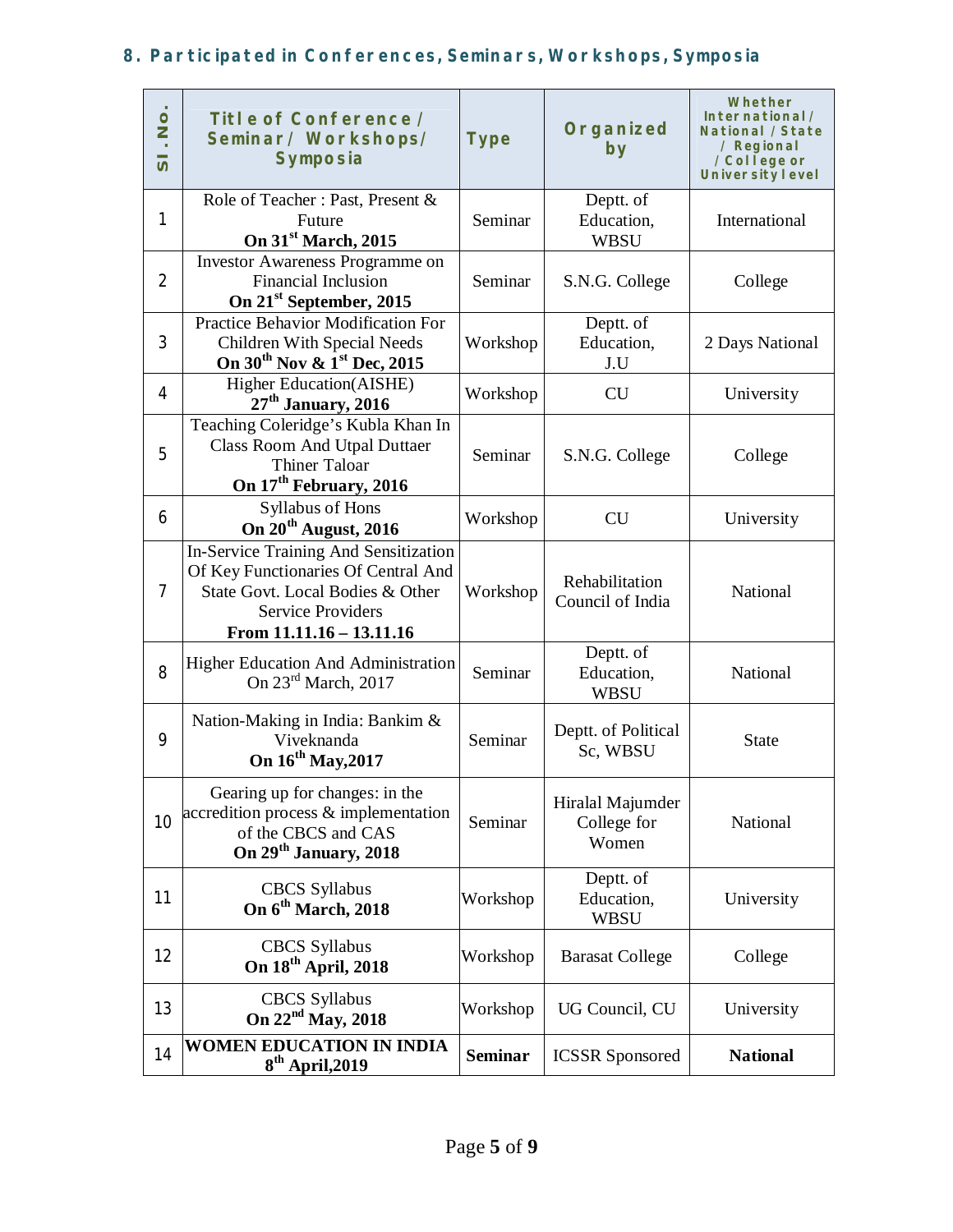## 8. Participated in Conferences, Seminars, Workshops, Symposia

| Sl. No. | Title of Conference / Seminar / Workshops/ Symposia | Type | Organized by | Whether International / National / State / Regional / College or University level |
|---|---|---|---|---|
| 1 | Role of Teacher : Past, Present & Future **On 31st March, 2015** | Seminar | Deptt. of Education, WBSU | International |
| 2 | Investor Awareness Programme on Financial Inclusion **On 21st September, 2015** | Seminar | S.N.G. College | College |
| 3 | Practice Behavior Modification For Children With Special Needs **On 30th Nov & 1st Dec, 2015** | Workshop | Deptt. of Education, J.U | 2 Days National |
| 4 | Higher Education(AISHE) **27th January, 2016** | Workshop | CU | University |
| 5 | Teaching Coleridge's Kubla Khan In Class Room And Utpal Duttaer Thiner Taloar **On 17th February, 2016** | Seminar | S.N.G. College | College |
| 6 | Syllabus of Hons **On 20th August, 2016** | Workshop | CU | University |
| 7 | In-Service Training And Sensitization Of Key Functionaries Of Central And State Govt. Local Bodies & Other Service Providers **From 11.11.16 – 13.11.16** | Workshop | Rehabilitation Council of India | National |
| 8 | Higher Education And Administration On 23rd March, 2017 | Seminar | Deptt. of Education, WBSU | National |
| 9 | Nation-Making in India: Bankim & Viveknanda **On 16th May,2017** | Seminar | Deptt. of Political Sc, WBSU | State |
| 10 | Gearing up for changes: in the accreditation process & implementation of the CBCS and CAS **On 29th January, 2018** | Seminar | Hiralal Majumder College for Women | National |
| 11 | CBCS Syllabus **On 6th March, 2018** | Workshop | Deptt. of Education, WBSU | University |
| 12 | CBCS Syllabus **On 18th April, 2018** | Workshop | Barasat College | College |
| 13 | CBCS Syllabus **On 22nd May, 2018** | Workshop | UG Council, CU | University |
| 14 | **WOMEN EDUCATION IN INDIA 8th April,2019** | **Seminar** | ICSSR Sponsored | **National** |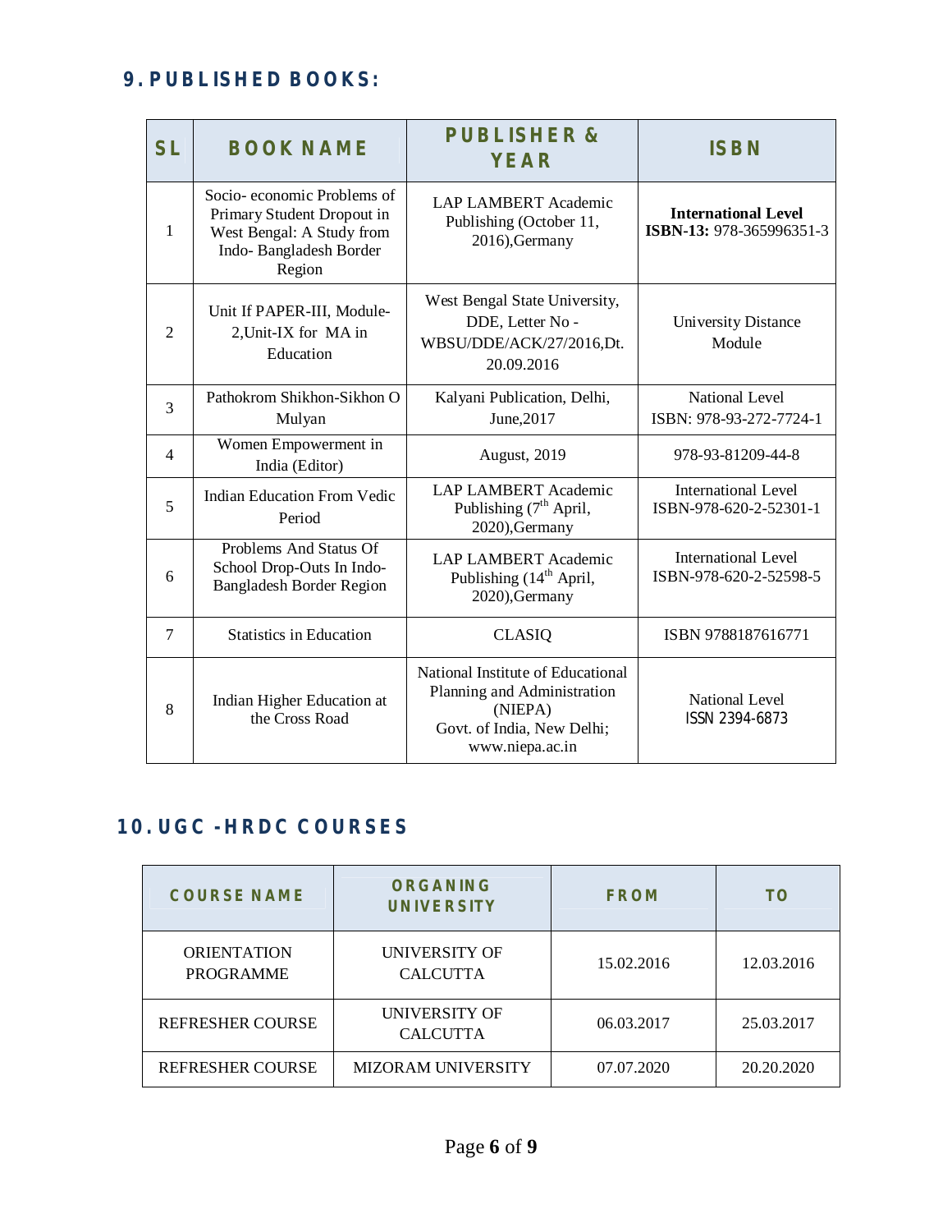## 9. PUBLISHED BOOKS:

| SL | BOOK NAME | PUBLISHER & YEAR | ISBN |
|---|---|---|---|
| 1 | Socio- economic Problems of Primary Student Dropout in West Bengal: A Study from Indo- Bangladesh Border Region | LAP LAMBERT Academic Publishing (October 11, 2016),Germany | **International Level** **ISBN-13:** 978-365996351-3 |
| 2 | Unit If PAPER-III, Module-2,Unit-IX for MA in Education | West Bengal State University, DDE, Letter No - WBSU/DDE/ACK/27/2016,Dt. 20.09.2016 | University Distance Module |
| 3 | Pathokrom Shikhon-Sikhon O Mulyan | Kalyani Publication, Delhi, June,2017 | National Level ISBN: 978-93-272-7724-1 |
| 4 | Women Empowerment in India (Editor) | August, 2019 | 978-93-81209-44-8 |
| 5 | Indian Education From Vedic Period | LAP LAMBERT Academic Publishing (7th April, 2020),Germany | International Level ISBN-978-620-2-52301-1 |
| 6 | Problems And Status Of School Drop-Outs In Indo-Bangladesh Border Region | LAP LAMBERT Academic Publishing (14th April, 2020),Germany | International Level ISBN-978-620-2-52598-5 |
| 7 | Statistics in Education | CLASIQ | ISBN 9788187616771 |
| 8 | Indian Higher Education at the Cross Road | National Institute of Educational Planning and Administration (NIEPA) Govt. of India, New Delhi; www.niepa.ac.in | National Level ISSN 2394-6873 |

## 10. UGC -HRDC COURSES

| COURSE NAME | ORGANING UNIVERSITY | FROM | TO |
|---|---|---|---|
| ORIENTATION PROGRAMME | UNIVERSITY OF CALCUTTA | 15.02.2016 | 12.03.2016 |
| REFRESHER COURSE | UNIVERSITY OF CALCUTTA | 06.03.2017 | 25.03.2017 |
| REFRESHER COURSE | MIZORAM UNIVERSITY | 07.07.2020 | 20.20.2020 |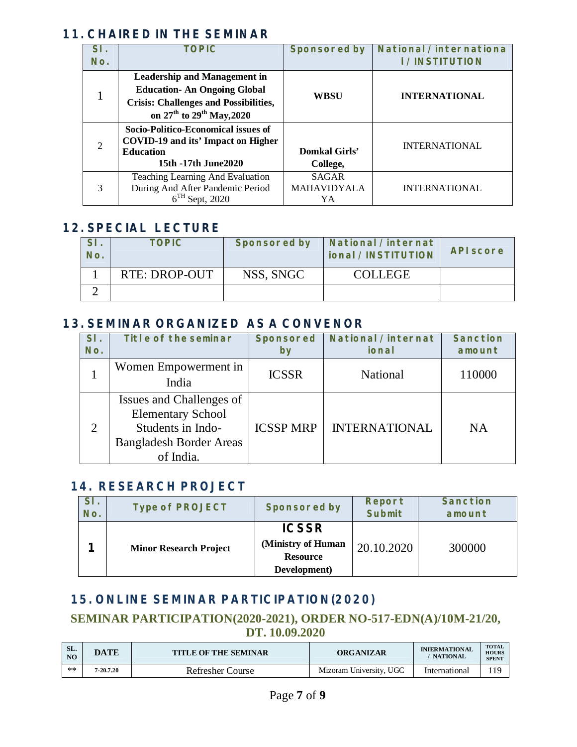## 11. CHAIRED IN THE SEMINAR

| Sl. No. | TOPIC | Sponsored by | National / international / INSTITUTION |
|---|---|---|---|
| 1 | **Leadership and Management in Education- An Ongoing Global Crisis: Challenges and Possibilities, on 27th to 29th May,2020** | **WBSU** | **INTERNATIONAL** |
| 2 | **Socio-Politico-Economical issues of COVID-19 and its' Impact on Higher Education 15th -17th June2020** | **Domkal Girls' College,** | INTERNATIONAL |
| 3 | Teaching Learning And Evaluation During And After Pandemic Period 6TH Sept, 2020 | SAGAR MAHAVIDYALAYA | INTERNATIONAL |

## 12. SPECIAL LECTURE

| Sl. No. | TOPIC | Sponsored by | National / international / INSTITUTION | API score |
|---|---|---|---|---|
| 1 | RTE: DROP-OUT | NSS, SNGC | COLLEGE | |
| 2 | | | | |

## 13. SEMINAR ORGANIZED AS A CONVENOR

| Sl. No. | Title of the seminar | Sponsored by | National / international | Sanction amount |
|---|---|---|---|---|
| 1 | Women Empowerment in India | ICSSR | National | 110000 |
| 2 | Issues and Challenges of Elementary School Students in Indo-Bangladesh Border Areas of India. | ICSSP MRP | INTERNATIONAL | NA |

## 14. RESEARCH PROJECT

| Sl. No. | Type of PROJECT | Sponsored by | Report Submit | Sanction amount |
|---|---|---|---|---|
| **1** | **Minor Research Project** | **ICSSR (Ministry of Human Resource Development)** | 20.10.2020 | 300000 |

## 15. ONLINE SEMINAR PARTICIPATION(2020)

### SEMINAR PARTICIPATION(2020-2021), ORDER NO-517-EDN(A)/10M-21/20, DT. 10.09.2020

| SL. NO | DATE | TITLE OF THE SEMINAR | ORGANIZAR | INIERMATIONAL / NATIONAL | TOTAL HOURS SPENT |
|---|---|---|---|---|---|
| ** | 7-20.7.20 | Refresher Course | Mizoram University, UGC | International | 119 |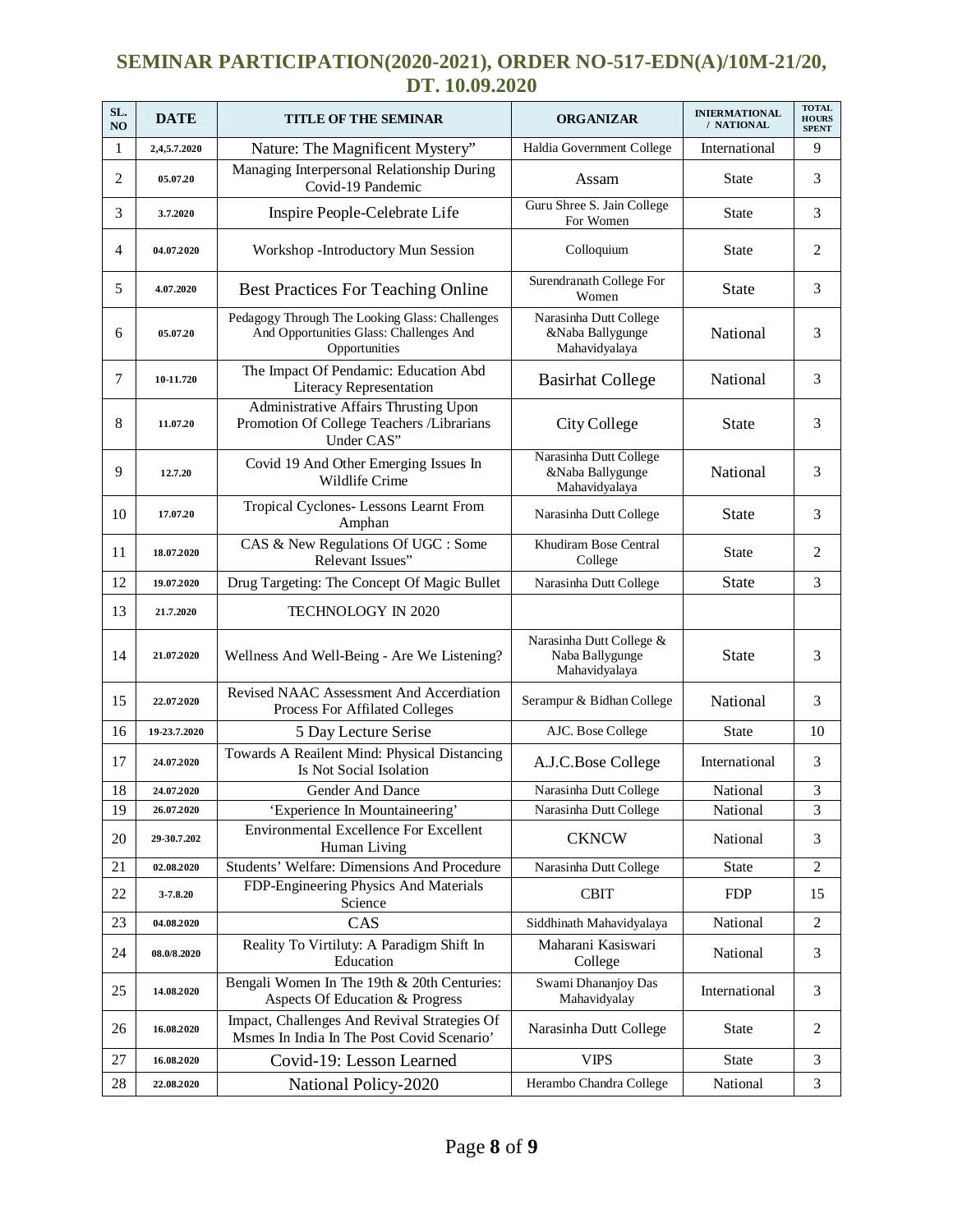# SEMINAR PARTICIPATION(2020-2021), ORDER NO-517-EDN(A)/10M-21/20, DT. 10.09.2020

| SL. NO | DATE | TITLE OF THE SEMINAR | ORGANIZAR | INIERMATIONAL / NATIONAL | TOTAL HOURS SPENT |
|---|---|---|---|---|---|
| 1 | 2,4,5.7.2020 | Nature: The Magnificent Mystery" | Haldia Government College | International | 9 |
| 2 | 05.07.20 | Managing Interpersonal Relationship During Covid-19 Pandemic | Assam | State | 3 |
| 3 | 3.7.2020 | Inspire People-Celebrate Life | Guru Shree S. Jain College For Women | State | 3 |
| 4 | 04.07.2020 | Workshop -Introductory Mun Session | Colloquium | State | 2 |
| 5 | 4.07.2020 | Best Practices For Teaching Online | Surendranath College For Women | State | 3 |
| 6 | 05.07.20 | Pedagogy Through The Looking Glass: Challenges And Opportunities Glass: Challenges And Opportunities | Narasinha Dutt College &Naba Ballygunge Mahavidyalaya | National | 3 |
| 7 | 10-11.720 | The Impact Of Pendamic: Education Abd Literacy Representation | Basirhat College | National | 3 |
| 8 | 11.07.20 | Administrative Affairs Thrusting Upon Promotion Of College Teachers /Librarians Under CAS" | City College | State | 3 |
| 9 | 12.7.20 | Covid 19 And Other Emerging Issues In Wildlife Crime | Narasinha Dutt College &Naba Ballygunge Mahavidyalaya | National | 3 |
| 10 | 17.07.20 | Tropical Cyclones- Lessons Learnt From Amphan | Narasinha Dutt College | State | 3 |
| 11 | 18.07.2020 | CAS & New Regulations Of UGC : Some Relevant Issues" | Khudiram Bose Central College | State | 2 |
| 12 | 19.07.2020 | Drug Targeting: The Concept Of Magic Bullet | Narasinha Dutt College | State | 3 |
| 13 | 21.7.2020 | TECHNOLOGY IN 2020 | | | |
| 14 | 21.07.2020 | Wellness And Well-Being - Are We Listening? | Narasinha Dutt College & Naba Ballygunge Mahavidyalaya | State | 3 |
| 15 | 22.07.2020 | Revised NAAC Assessment And Accerdiation Process For Affilated Colleges | Serampur & Bidhan College | National | 3 |
| 16 | 19-23.7.2020 | 5 Day Lecture Serise | AJC. Bose College | State | 10 |
| 17 | 24.07.2020 | Towards A Reailent Mind: Physical Distancing Is Not Social Isolation | A.J.C.Bose College | International | 3 |
| 18 | 24.07.2020 | Gender And Dance | Narasinha Dutt College | National | 3 |
| 19 | 26.07.2020 | 'Experience In Mountaineering' | Narasinha Dutt College | National | 3 |
| 20 | 29-30.7.202 | Environmental Excellence For Excellent Human Living | CKNCW | National | 3 |
| 21 | 02.08.2020 | Students' Welfare: Dimensions And Procedure | Narasinha Dutt College | State | 2 |
| 22 | 3-7.8.20 | FDP-Engineering Physics And Materials Science | CBIT | FDP | 15 |
| 23 | 04.08.2020 | CAS | Siddhinath Mahavidyalaya | National | 2 |
| 24 | 08.0/8.2020 | Reality To Virtiluty: A Paradigm Shift In Education | Maharani Kasiswari College | National | 3 |
| 25 | 14.08.2020 | Bengali Women In The 19th & 20th Centuries: Aspects Of Education & Progress | Swami Dhananjoy Das Mahavidyalay | International | 3 |
| 26 | 16.08.2020 | Impact, Challenges And Revival Strategies Of Msmes In India In The Post Covid Scenario' | Narasinha Dutt College | State | 2 |
| 27 | 16.08.2020 | Covid-19: Lesson Learned | VIPS | State | 3 |
| 28 | 22.08.2020 | National Policy-2020 | Herambo Chandra College | National | 3 |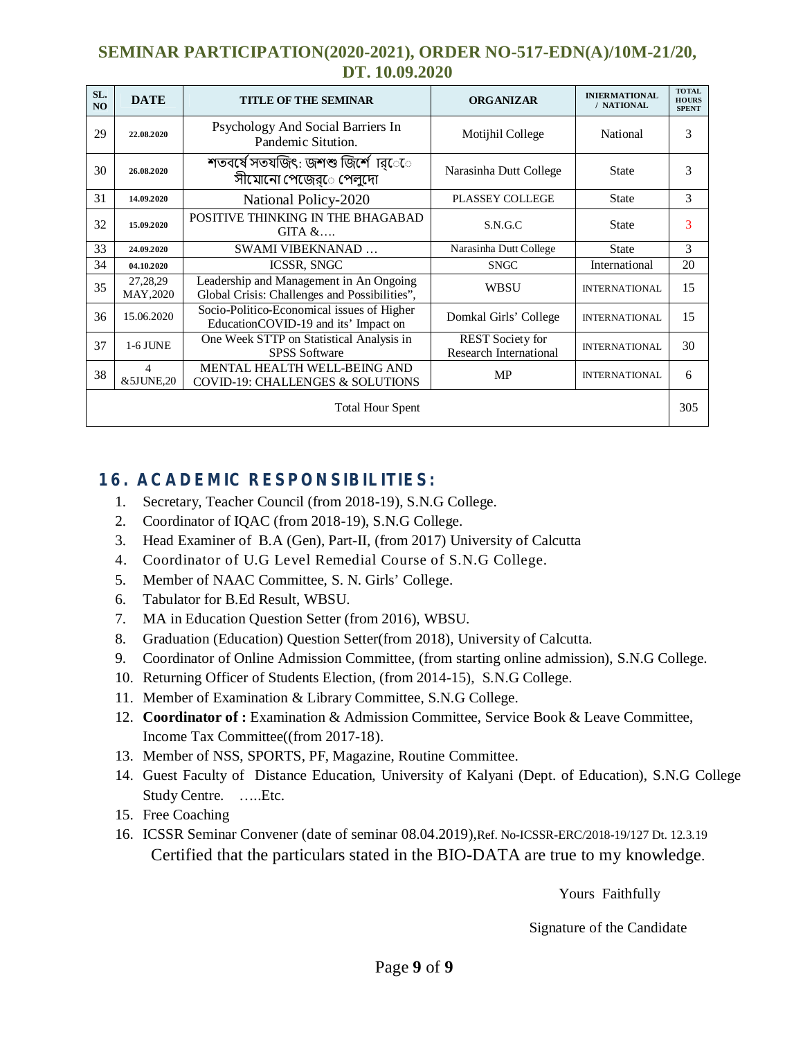## SEMINAR PARTICIPATION(2020-2021), ORDER NO-517-EDN(A)/10M-21/20, DT. 10.09.2020

| SL. NO | DATE | TITLE OF THE SEMINAR | ORGANIZAR | INIERMATIONAL / NATIONAL | TOTAL HOURS SPENT |
|---|---|---|---|---|---|
| 29 | 22.08.2020 | Psychology And Social Barriers In Pandemic Sitution. | Motijhil College | National | 3 |
| 30 | 26.08.2020 | শতবর্ষে সতযজিৎ: জিশু জিৰ্শে ারে সীমোনো পেজেরে পেলুদো | Narasinha Dutt College | State | 3 |
| 31 | 14.09.2020 | National Policy-2020 | PLASSEY COLLEGE | State | 3 |
| 32 | 15.09.2020 | POSITIVE THINKING IN THE BHAGABAD GITA &…. | S.N.G.C | State | 3 |
| 33 | 24.09.2020 | SWAMI VIBEKNANAD … | Narasinha Dutt College | State | 3 |
| 34 | 04.10.2020 | ICSSR, SNGC | SNGC | International | 20 |
| 35 | 27,28,29 MAY,2020 | Leadership and Management in An Ongoing Global Crisis: Challenges and Possibilities", | WBSU | INTERNATIONAL | 15 |
| 36 | 15.06.2020 | Socio-Politico-Economical issues of Higher EducationCOVID-19 and its' Impact on | Domkal Girls' College | INTERNATIONAL | 15 |
| 37 | 1-6 JUNE | One Week STTP on Statistical Analysis in SPSS Software | REST Society for Research International | INTERNATIONAL | 30 |
| 38 | 4 &5JUNE,20 | MENTAL HEALTH WELL-BEING AND COVID-19: CHALLENGES & SOLUTIONS | MP | INTERNATIONAL | 6 |
| Total Hour Spent | | | | | 305 |

## 16. ACADEMIC RESPONSIBILITIES:

1. Secretary, Teacher Council (from 2018-19), S.N.G College.
2. Coordinator of IQAC (from 2018-19), S.N.G College.
3. Head Examiner of B.A (Gen), Part-II, (from 2017) University of Calcutta
4. Coordinator of U.G Level Remedial Course of S.N.G College.
5. Member of NAAC Committee, S. N. Girls' College.
6. Tabulator for B.Ed Result, WBSU.
7. MA in Education Question Setter (from 2016), WBSU.
8. Graduation (Education) Question Setter(from 2018), University of Calcutta.
9. Coordinator of Online Admission Committee, (from starting online admission), S.N.G College.
10. Returning Officer of Students Election, (from 2014-15), S.N.G College.
11. Member of Examination & Library Committee, S.N.G College.
12. **Coordinator of :** Examination & Admission Committee, Service Book & Leave Committee, Income Tax Committee((from 2017-18).
13. Member of NSS, SPORTS, PF, Magazine, Routine Committee.
14. Guest Faculty of Distance Education, University of Kalyani (Dept. of Education), S.N.G College Study Centre. …..Etc.
15. Free Coaching
16. ICSSR Seminar Convener (date of seminar 08.04.2019),Ref. No-ICSSR-ERC/2018-19/127 Dt. 12.3.19

Certified that the particulars stated in the BIO-DATA are true to my knowledge.

Yours Faithfully

Signature of the Candidate